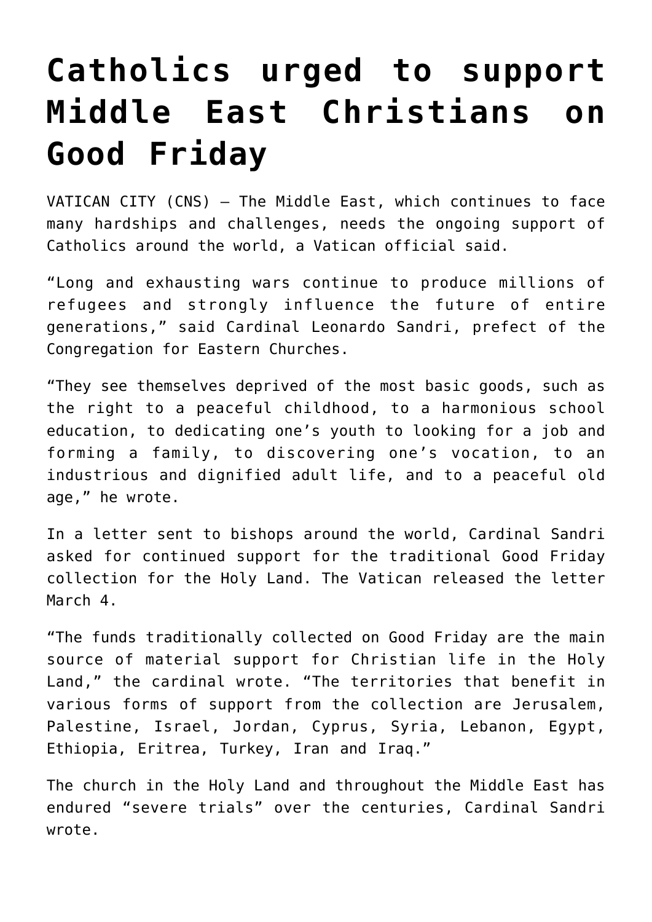# Catholics urged to support Middle East Christians on Good Friday

VATICAN CITY (CNS) — The Middle East, which continues to face many hardships and challenges, needs the ongoing support of Catholics around the world, a Vatican official said.

"Long and exhausting wars continue to produce millions of refugees and strongly influence the future of entire generations," said Cardinal Leonardo Sandri, prefect of the Congregation for Eastern Churches.

"They see themselves deprived of the most basic goods, such as the right to a peaceful childhood, to a harmonious school education, to dedicating one's youth to looking for a job and forming a family, to discovering one's vocation, to an industrious and dignified adult life, and to a peaceful old age," he wrote.

In a letter sent to bishops around the world, Cardinal Sandri asked for continued support for the traditional Good Friday collection for the Holy Land. The Vatican released the letter March 4.

"The funds traditionally collected on Good Friday are the main source of material support for Christian life in the Holy Land," the cardinal wrote. "The territories that benefit in various forms of support from the collection are Jerusalem, Palestine, Israel, Jordan, Cyprus, Syria, Lebanon, Egypt, Ethiopia, Eritrea, Turkey, Iran and Iraq."

The church in the Holy Land and throughout the Middle East has endured "severe trials" over the centuries, Cardinal Sandri wrote.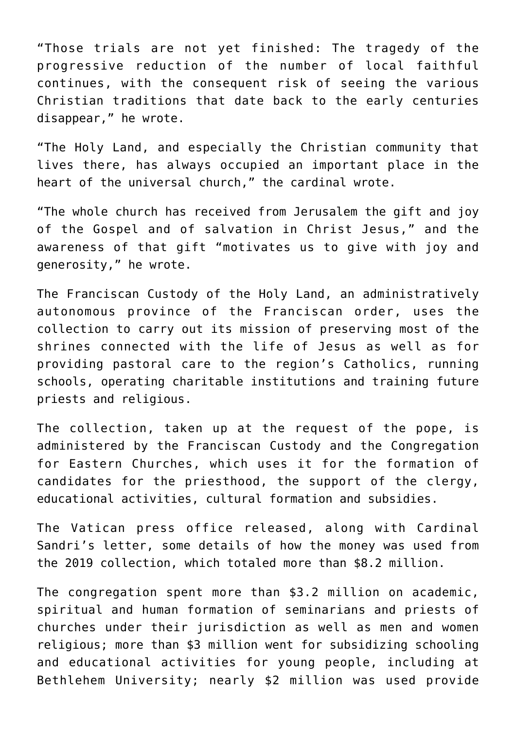"Those trials are not yet finished: The tragedy of the progressive reduction of the number of local faithful continues, with the consequent risk of seeing the various Christian traditions that date back to the early centuries disappear," he wrote.

"The Holy Land, and especially the Christian community that lives there, has always occupied an important place in the heart of the universal church," the cardinal wrote.

"The whole church has received from Jerusalem the gift and joy of the Gospel and of salvation in Christ Jesus," and the awareness of that gift "motivates us to give with joy and generosity," he wrote.

The Franciscan Custody of the Holy Land, an administratively autonomous province of the Franciscan order, uses the collection to carry out its mission of preserving most of the shrines connected with the life of Jesus as well as for providing pastoral care to the region's Catholics, running schools, operating charitable institutions and training future priests and religious.

The collection, taken up at the request of the pope, is administered by the Franciscan Custody and the Congregation for Eastern Churches, which uses it for the formation of candidates for the priesthood, the support of the clergy, educational activities, cultural formation and subsidies.

The Vatican press office released, along with Cardinal Sandri's letter, some details of how the money was used from the 2019 collection, which totaled more than $8.2 million.

The congregation spent more than $3.2 million on academic, spiritual and human formation of seminarians and priests of churches under their jurisdiction as well as men and women religious; more than $3 million went for subsidizing schooling and educational activities for young people, including at Bethlehem University; nearly $2 million was used provide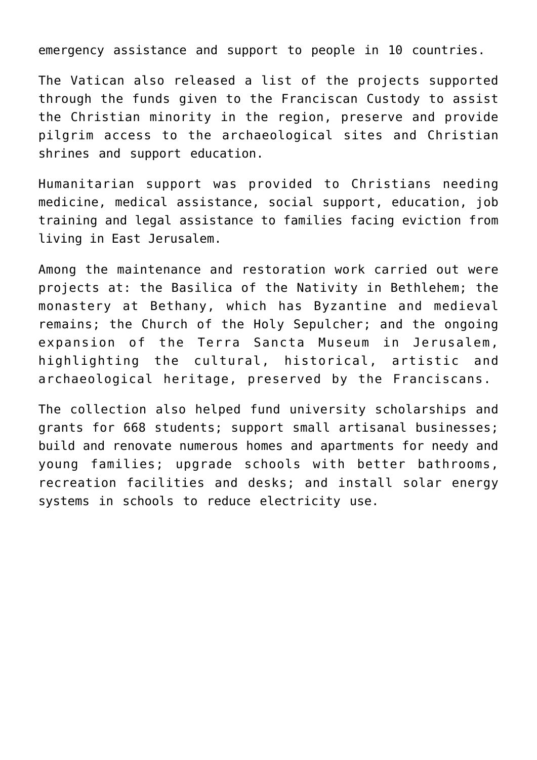emergency assistance and support to people in 10 countries.

The Vatican also released a list of the projects supported through the funds given to the Franciscan Custody to assist the Christian minority in the region, preserve and provide pilgrim access to the archaeological sites and Christian shrines and support education.

Humanitarian support was provided to Christians needing medicine, medical assistance, social support, education, job training and legal assistance to families facing eviction from living in East Jerusalem.

Among the maintenance and restoration work carried out were projects at: the Basilica of the Nativity in Bethlehem; the monastery at Bethany, which has Byzantine and medieval remains; the Church of the Holy Sepulcher; and the ongoing expansion of the Terra Sancta Museum in Jerusalem, highlighting the cultural, historical, artistic and archaeological heritage, preserved by the Franciscans.

The collection also helped fund university scholarships and grants for 668 students; support small artisanal businesses; build and renovate numerous homes and apartments for needy and young families; upgrade schools with better bathrooms, recreation facilities and desks; and install solar energy systems in schools to reduce electricity use.